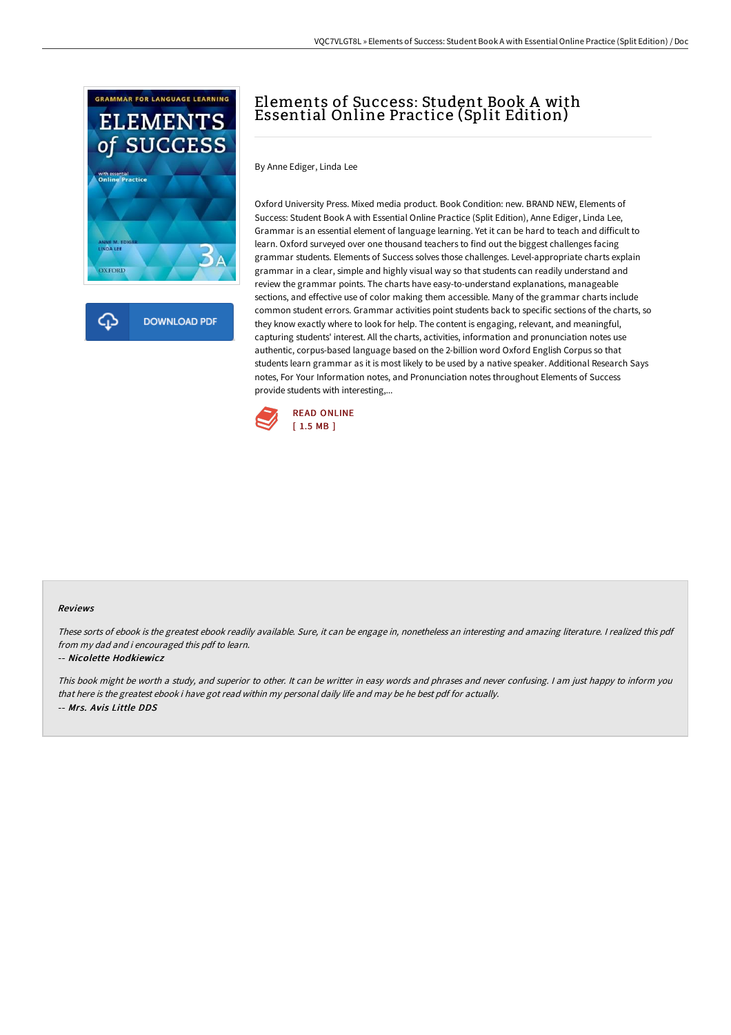# Elements of Success: Student Book A with Essential Online Practice (Split Edition)

By Anne Ediger, Linda Lee

Oxford University Press. Mixed media product. Book Condition: new. BRAND NEW, Elements of Success: Student Book A with Essential Online Practice (Split Edition), Anne Ediger, Linda Lee, Grammar is an essential element of language learning. Yet it can be hard to teach and difficult to learn. Oxford surveyed over one thousand teachers to find out the biggest challenges facing grammar students. Elements of Success solves those challenges. Level-appropriate charts explain grammar in a clear, simple and highly visual way so that students can readily understand and review the grammar points. The charts have easy-to-understand explanations, manageable sections, and effective use of color making them accessible. Many of the grammar charts include common student errors. Grammar activities point students back to specific sections of the charts, so they know exactly where to look for help. The content is engaging, relevant, and meaningful, capturing students' interest. All the charts, activities, information and pronunciation notes use authentic, corpus-based language based on the 2-billion word Oxford English Corpus so that students learn grammar as it is most likely to be used by a native speaker. Additional Research Says notes, For Your Information notes, and Pronunciation notes throughout Elements of Success provide students with interesting,...

READ ONLINE
[ 1.5 MB ]

DOWNLOAD PDF

## Reviews

*These sorts of ebook is the greatest ebook readily available. Sure, it can be engage in, nonetheless an interesting and amazing literature. I realized this pdf from my dad and i encouraged this pdf to learn.*

-- ***Nicolette Hodkiewicz***

*This book might be worth a study, and superior to other. It can be writter in easy words and phrases and never confusing. I am just happy to inform you that here is the greatest ebook i have got read within my personal daily life and may be he best pdf for actually.*

-- ***Mrs. Avis Little DDS***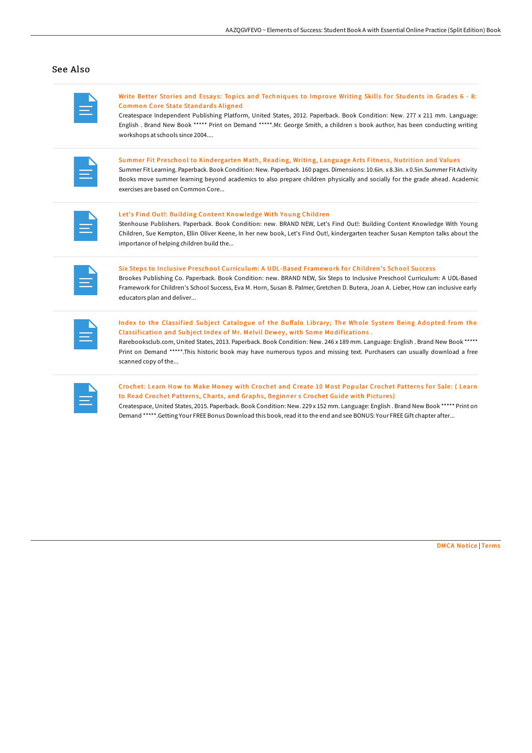## See Also

**Write Better Stories and Essays: Topics and Techniques to Improve Writing Skills for Students in Grades 6 - 8: Common Core State Standards Aligned**

Createspace Independent Publishing Platform, United States, 2012. Paperback. Book Condition: New. 277 x 211 mm. Language: English . Brand New Book ***** Print on Demand *****.Mr. George Smith, a children s book author, has been conducting writing workshops at schools since 2004....

**Summer Fit Preschool to Kindergarten Math, Reading, Writing, Language Arts Fitness, Nutrition and Values**

Summer Fit Learning. Paperback. Book Condition: New. Paperback. 160 pages. Dimensions: 10.6in. x 8.3in. x 0.5in.Summer Fit Activity Books move summer learning beyond academics to also prepare children physically and socially for the grade ahead. Academic exercises are based on Common Core...

**Let's Find Out!: Building Content Knowledge With Young Children**

Stenhouse Publishers. Paperback. Book Condition: new. BRAND NEW, Let's Find Out!: Building Content Knowledge With Young Children, Sue Kempton, Ellin Oliver Keene, In her new book, Let's Find Out!, kindergarten teacher Susan Kempton talks about the importance of helping children build the...

**Six Steps to Inclusive Preschool Curriculum: A UDL-Based Framework for Children's School Success**

Brookes Publishing Co. Paperback. Book Condition: new. BRAND NEW, Six Steps to Inclusive Preschool Curriculum: A UDL-Based Framework for Children's School Success, Eva M. Horn, Susan B. Palmer, Gretchen D. Butera, Joan A. Lieber, How can inclusive early educators plan and deliver...

**Index to the Classified Subject Catalogue of the Buffalo Library; The Whole System Being Adopted from the Classification and Subject Index of Mr. Melvil Dewey, with Some Modifications .**

Rarebooksclub.com, United States, 2013. Paperback. Book Condition: New. 246 x 189 mm. Language: English . Brand New Book ***** Print on Demand *****.This historic book may have numerous typos and missing text. Purchasers can usually download a free scanned copy of the...

**Crochet: Learn How to Make Money with Crochet and Create 10 Most Popular Crochet Patterns for Sale: ( Learn to Read Crochet Patterns, Charts, and Graphs, Beginner s Crochet Guide with Pictures)**

Createspace, United States, 2015. Paperback. Book Condition: New. 229 x 152 mm. Language: English . Brand New Book ***** Print on Demand *****.Getting Your FREE Bonus Download this book, read it to the end and see BONUS: Your FREE Gift chapter after...